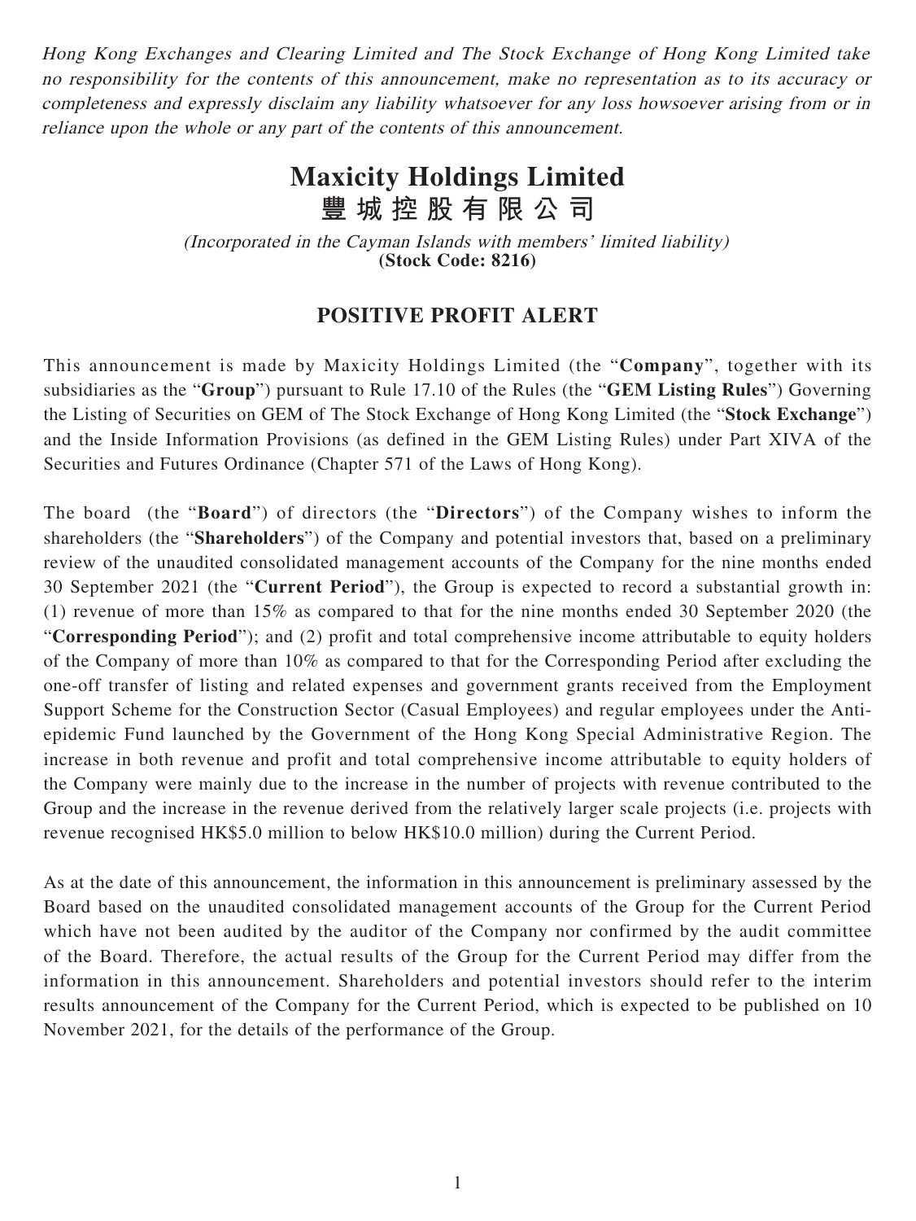*Hong Kong Exchanges and Clearing Limited and The Stock Exchange of Hong Kong Limited take no responsibility for the contents of this announcement, make no representation as to its accuracy or completeness and expressly disclaim any liability whatsoever for any loss howsoever arising from or in reliance upon the whole or any part of the contents of this announcement.*

# Maxicity Holdings Limited
# 豐城控股有限公司

*(Incorporated in the Cayman Islands with members' limited liability)*
**(Stock Code: 8216)**

## POSITIVE PROFIT ALERT

This announcement is made by Maxicity Holdings Limited (the "**Company**", together with its subsidiaries as the "**Group**") pursuant to Rule 17.10 of the Rules (the "**GEM Listing Rules**") Governing the Listing of Securities on GEM of The Stock Exchange of Hong Kong Limited (the "**Stock Exchange**") and the Inside Information Provisions (as defined in the GEM Listing Rules) under Part XIVA of the Securities and Futures Ordinance (Chapter 571 of the Laws of Hong Kong).

The board (the "**Board**") of directors (the "**Directors**") of the Company wishes to inform the shareholders (the "**Shareholders**") of the Company and potential investors that, based on a preliminary review of the unaudited consolidated management accounts of the Company for the nine months ended 30 September 2021 (the "**Current Period**"), the Group is expected to record a substantial growth in: (1) revenue of more than 15% as compared to that for the nine months ended 30 September 2020 (the "**Corresponding Period**"); and (2) profit and total comprehensive income attributable to equity holders of the Company of more than 10% as compared to that for the Corresponding Period after excluding the one-off transfer of listing and related expenses and government grants received from the Employment Support Scheme for the Construction Sector (Casual Employees) and regular employees under the Anti-epidemic Fund launched by the Government of the Hong Kong Special Administrative Region. The increase in both revenue and profit and total comprehensive income attributable to equity holders of the Company were mainly due to the increase in the number of projects with revenue contributed to the Group and the increase in the revenue derived from the relatively larger scale projects (i.e. projects with revenue recognised HK$5.0 million to below HK$10.0 million) during the Current Period.

As at the date of this announcement, the information in this announcement is preliminary assessed by the Board based on the unaudited consolidated management accounts of the Group for the Current Period which have not been audited by the auditor of the Company nor confirmed by the audit committee of the Board. Therefore, the actual results of the Group for the Current Period may differ from the information in this announcement. Shareholders and potential investors should refer to the interim results announcement of the Company for the Current Period, which is expected to be published on 10 November 2021, for the details of the performance of the Group.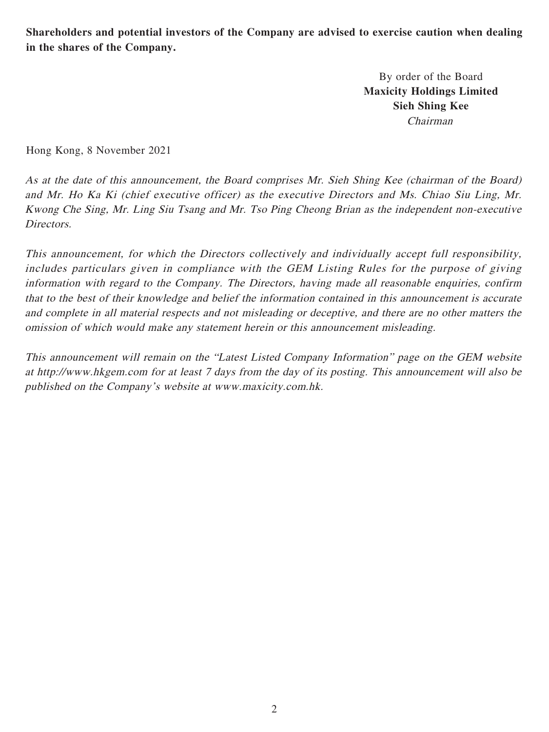**Shareholders and potential investors of the Company are advised to exercise caution when dealing in the shares of the Company.**

By order of the Board
**Maxicity Holdings Limited**
**Sieh Shing Kee**
*Chairman*

Hong Kong, 8 November 2021

*As at the date of this announcement, the Board comprises Mr. Sieh Shing Kee (chairman of the Board) and Mr. Ho Ka Ki (chief executive officer) as the executive Directors and Ms. Chiao Siu Ling, Mr. Kwong Che Sing, Mr. Ling Siu Tsang and Mr. Tso Ping Cheong Brian as the independent non-executive Directors.*

*This announcement, for which the Directors collectively and individually accept full responsibility, includes particulars given in compliance with the GEM Listing Rules for the purpose of giving information with regard to the Company. The Directors, having made all reasonable enquiries, confirm that to the best of their knowledge and belief the information contained in this announcement is accurate and complete in all material respects and not misleading or deceptive, and there are no other matters the omission of which would make any statement herein or this announcement misleading.*

*This announcement will remain on the "Latest Listed Company Information" page on the GEM website at http://www.hkgem.com for at least 7 days from the day of its posting. This announcement will also be published on the Company's website at www.maxicity.com.hk.*